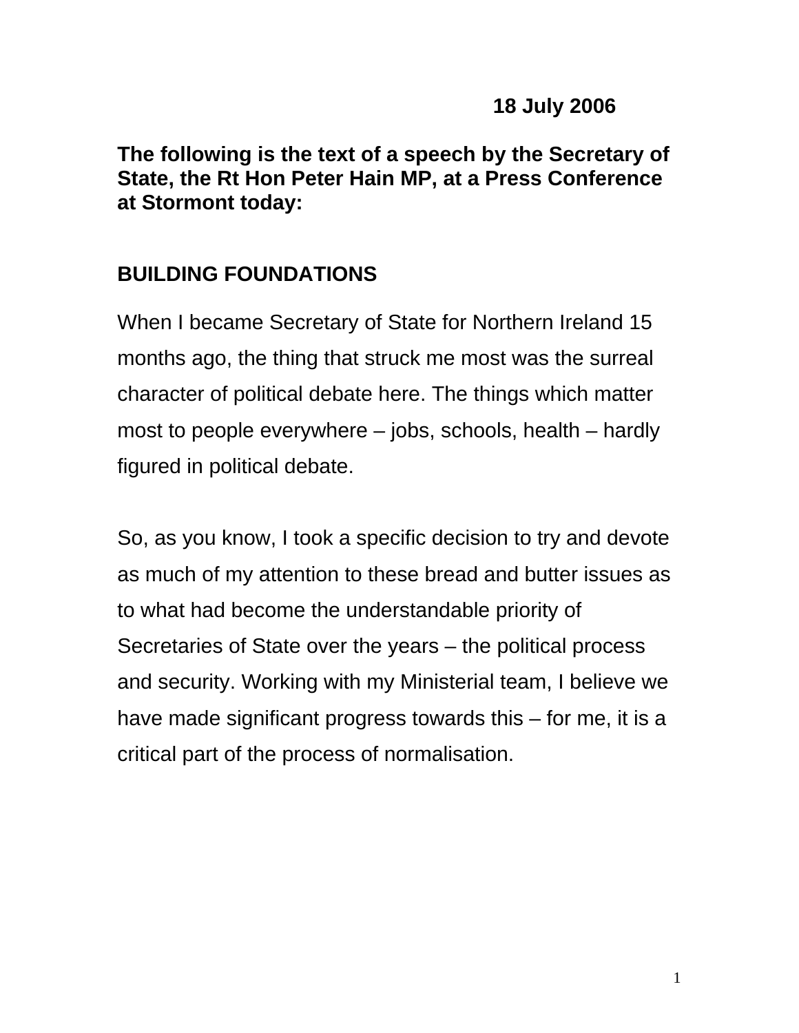**18 July 2006**

**The following is the text of a speech by the Secretary of State, the Rt Hon Peter Hain MP, at a Press Conference at Stormont today:**

## BUILDING FOUNDATIONS

When I became Secretary of State for Northern Ireland 15 months ago, the thing that struck me most was the surreal character of political debate here. The things which matter most to people everywhere – jobs, schools, health – hardly figured in political debate.

So, as you know, I took a specific decision to try and devote as much of my attention to these bread and butter issues as to what had become the understandable priority of Secretaries of State over the years – the political process and security. Working with my Ministerial team, I believe we have made significant progress towards this – for me, it is a critical part of the process of normalisation.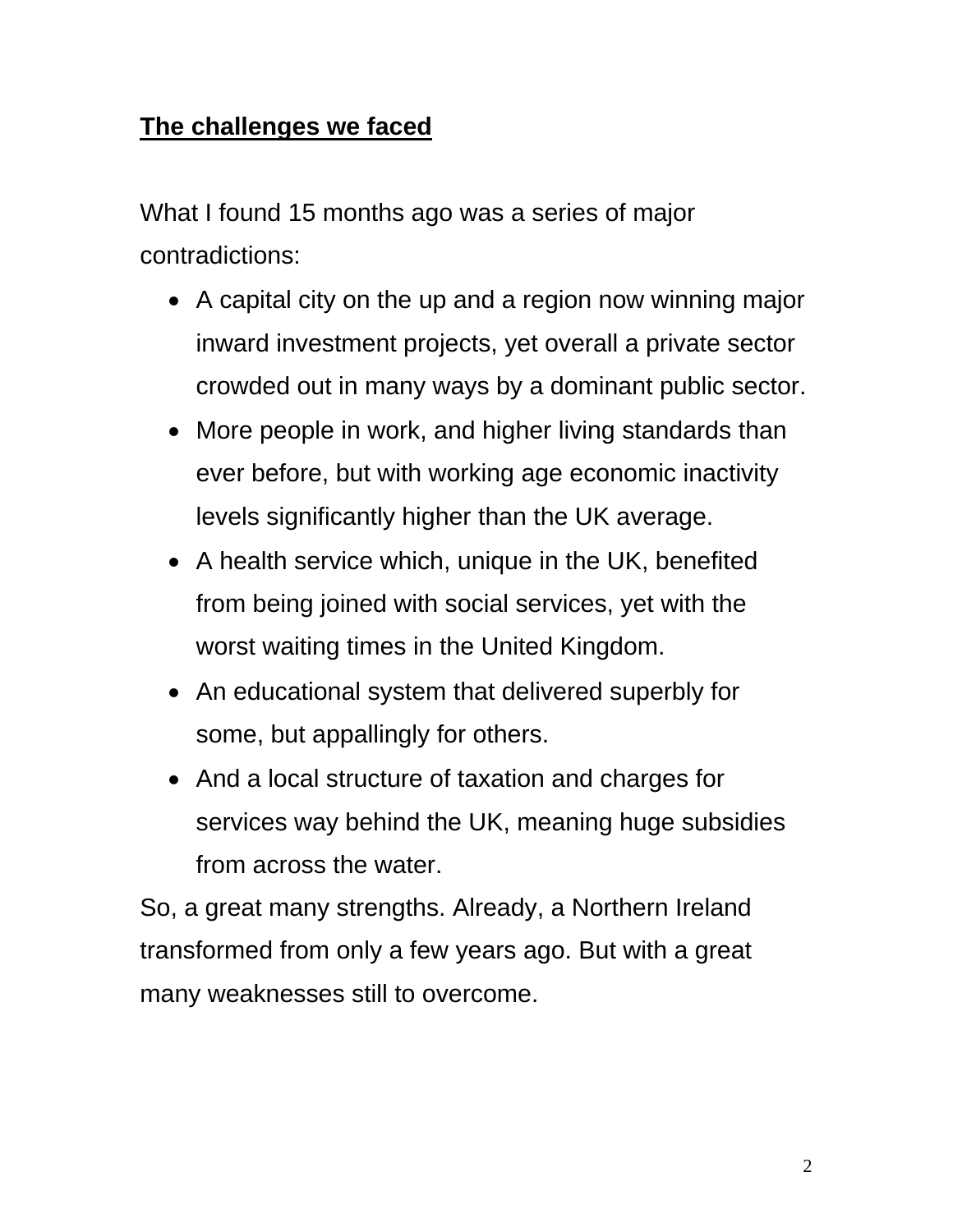## The challenges we faced

What I found 15 months ago was a series of major contradictions:

- A capital city on the up and a region now winning major inward investment projects, yet overall a private sector crowded out in many ways by a dominant public sector.
- More people in work, and higher living standards than ever before, but with working age economic inactivity levels significantly higher than the UK average.
- A health service which, unique in the UK, benefited from being joined with social services, yet with the worst waiting times in the United Kingdom.
- An educational system that delivered superbly for some, but appallingly for others.
- And a local structure of taxation and charges for services way behind the UK, meaning huge subsidies from across the water.

So, a great many strengths. Already, a Northern Ireland transformed from only a few years ago. But with a great many weaknesses still to overcome.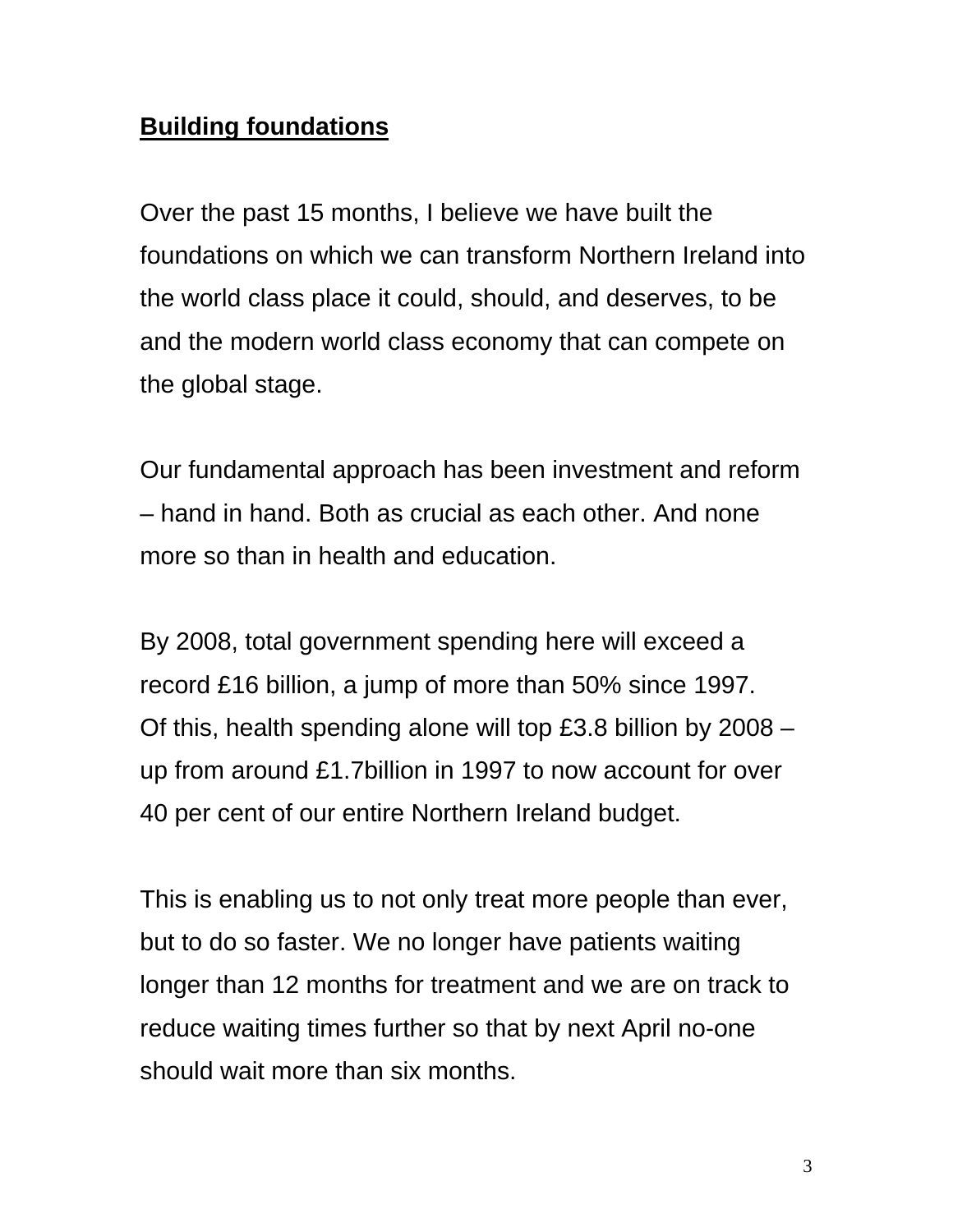**Building foundations**

Over the past 15 months, I believe we have built the foundations on which we can transform Northern Ireland into the world class place it could, should, and deserves, to be and the modern world class economy that can compete on the global stage.

Our fundamental approach has been investment and reform – hand in hand. Both as crucial as each other. And none more so than in health and education.

By 2008, total government spending here will exceed a record £16 billion, a jump of more than 50% since 1997. Of this, health spending alone will top £3.8 billion by 2008 – up from around £1.7billion in 1997 to now account for over 40 per cent of our entire Northern Ireland budget.

This is enabling us to not only treat more people than ever, but to do so faster. We no longer have patients waiting longer than 12 months for treatment and we are on track to reduce waiting times further so that by next April no-one should wait more than six months.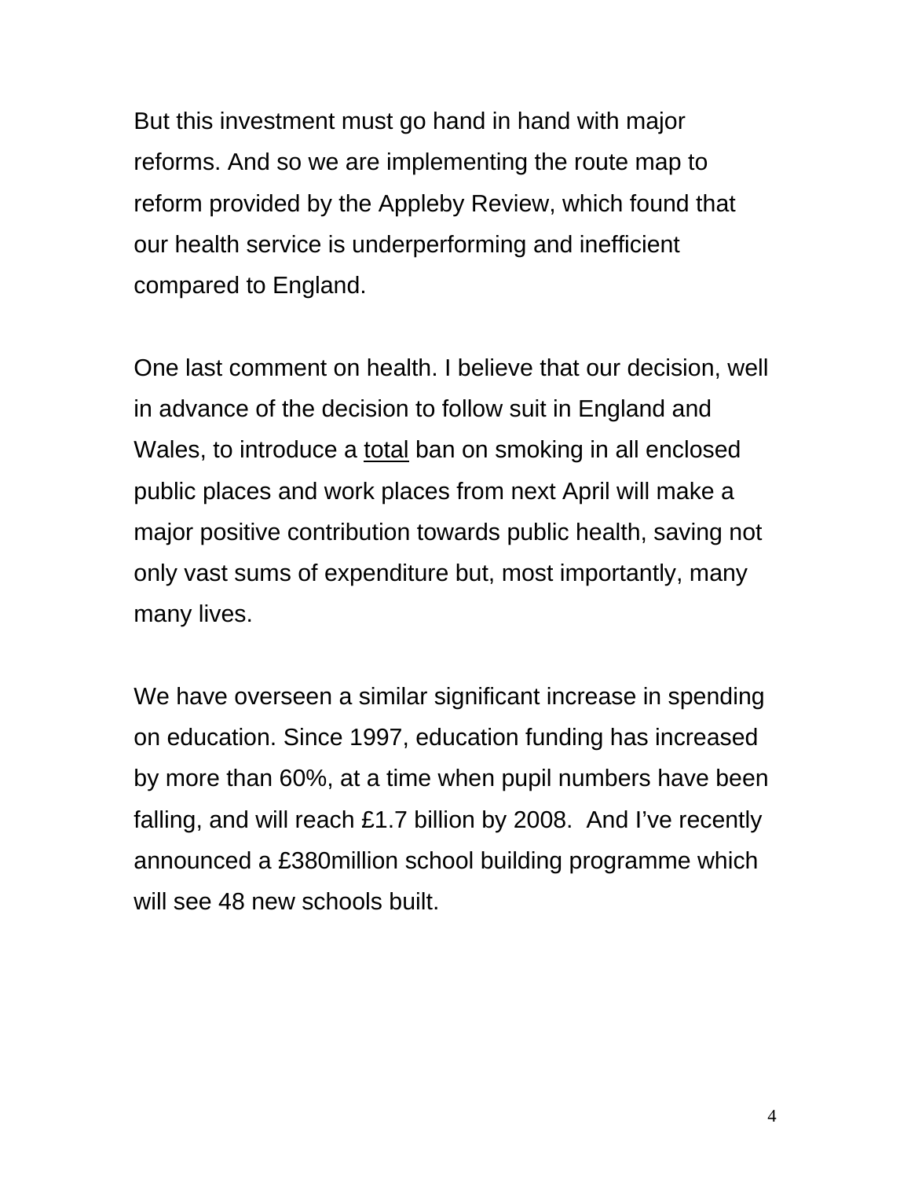But this investment must go hand in hand with major reforms. And so we are implementing the route map to reform provided by the Appleby Review, which found that our health service is underperforming and inefficient compared to England.

One last comment on health. I believe that our decision, well in advance of the decision to follow suit in England and Wales, to introduce a <u>total</u> ban on smoking in all enclosed public places and work places from next April will make a major positive contribution towards public health, saving not only vast sums of expenditure but, most importantly, many many lives.

We have overseen a similar significant increase in spending on education. Since 1997, education funding has increased by more than 60%, at a time when pupil numbers have been falling, and will reach £1.7 billion by 2008. And I've recently announced a £380million school building programme which will see 48 new schools built.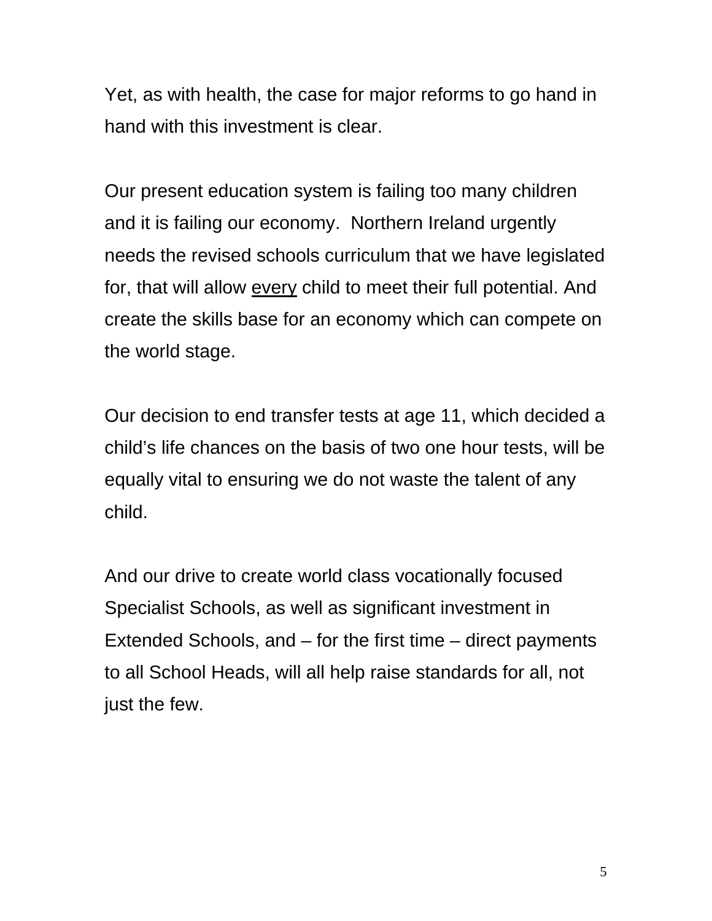Yet, as with health, the case for major reforms to go hand in hand with this investment is clear.

Our present education system is failing too many children and it is failing our economy. Northern Ireland urgently needs the revised schools curriculum that we have legislated for, that will allow <u>every</u> child to meet their full potential. And create the skills base for an economy which can compete on the world stage.

Our decision to end transfer tests at age 11, which decided a child's life chances on the basis of two one hour tests, will be equally vital to ensuring we do not waste the talent of any child.

And our drive to create world class vocationally focused Specialist Schools, as well as significant investment in Extended Schools, and – for the first time – direct payments to all School Heads, will all help raise standards for all, not just the few.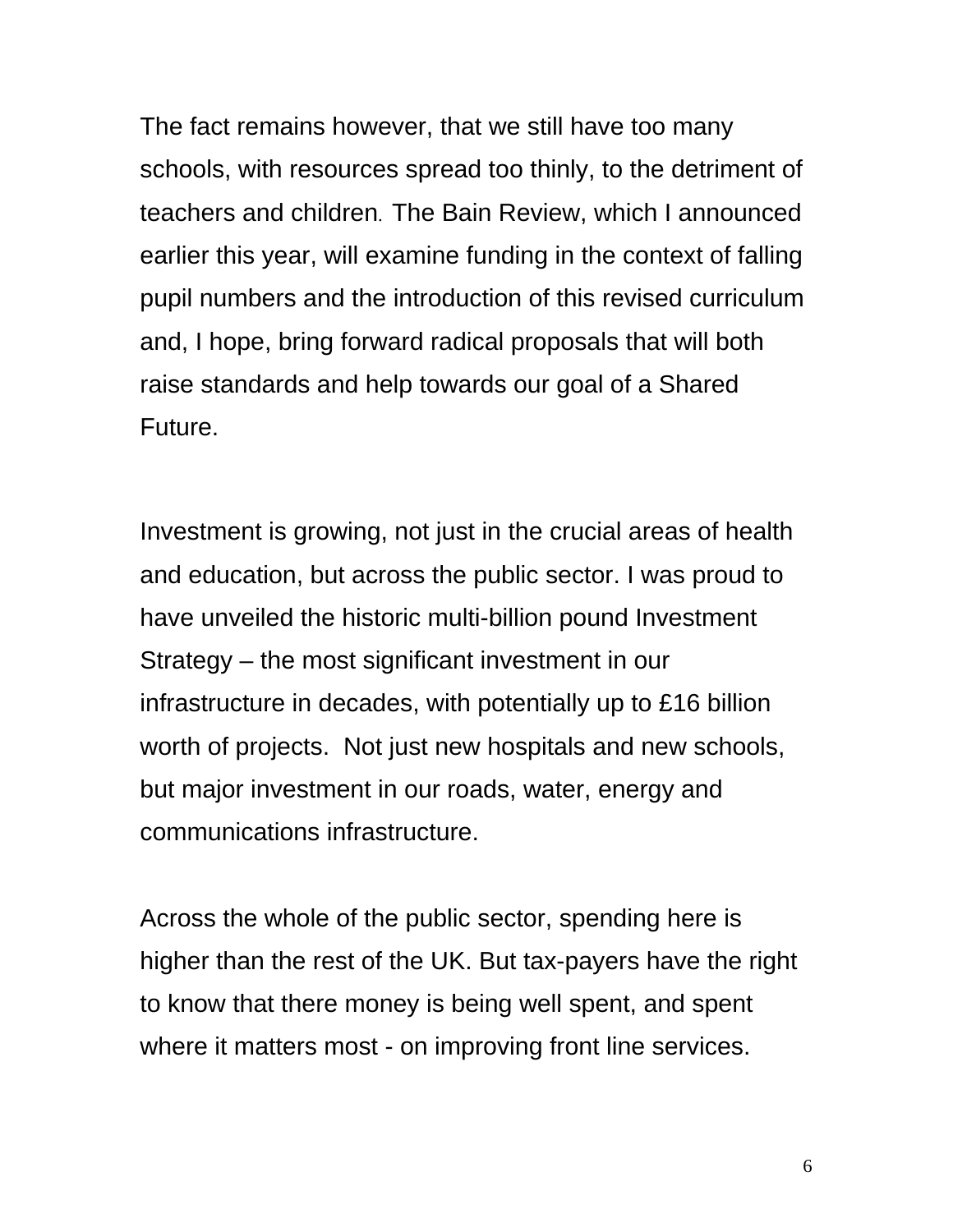The fact remains however, that we still have too many schools, with resources spread too thinly, to the detriment of teachers and children. The Bain Review, which I announced earlier this year, will examine funding in the context of falling pupil numbers and the introduction of this revised curriculum and, I hope, bring forward radical proposals that will both raise standards and help towards our goal of a Shared Future.

Investment is growing, not just in the crucial areas of health and education, but across the public sector. I was proud to have unveiled the historic multi-billion pound Investment Strategy – the most significant investment in our infrastructure in decades, with potentially up to £16 billion worth of projects. Not just new hospitals and new schools, but major investment in our roads, water, energy and communications infrastructure.

Across the whole of the public sector, spending here is higher than the rest of the UK. But tax-payers have the right to know that there money is being well spent, and spent where it matters most - on improving front line services.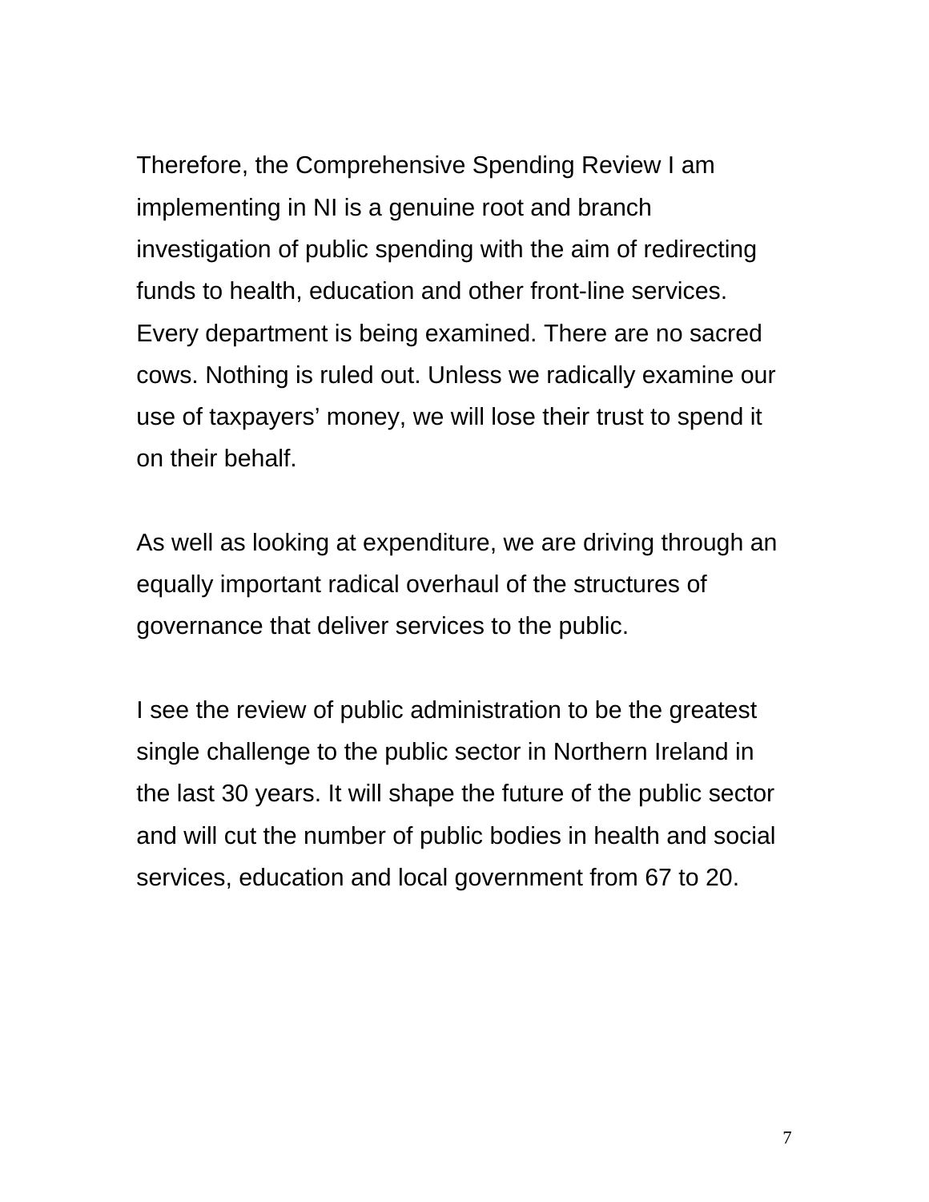Therefore, the Comprehensive Spending Review I am implementing in NI is a genuine root and branch investigation of public spending with the aim of redirecting funds to health, education and other front-line services. Every department is being examined. There are no sacred cows. Nothing is ruled out. Unless we radically examine our use of taxpayers' money, we will lose their trust to spend it on their behalf.

As well as looking at expenditure, we are driving through an equally important radical overhaul of the structures of governance that deliver services to the public.

I see the review of public administration to be the greatest single challenge to the public sector in Northern Ireland in the last 30 years. It will shape the future of the public sector and will cut the number of public bodies in health and social services, education and local government from 67 to 20.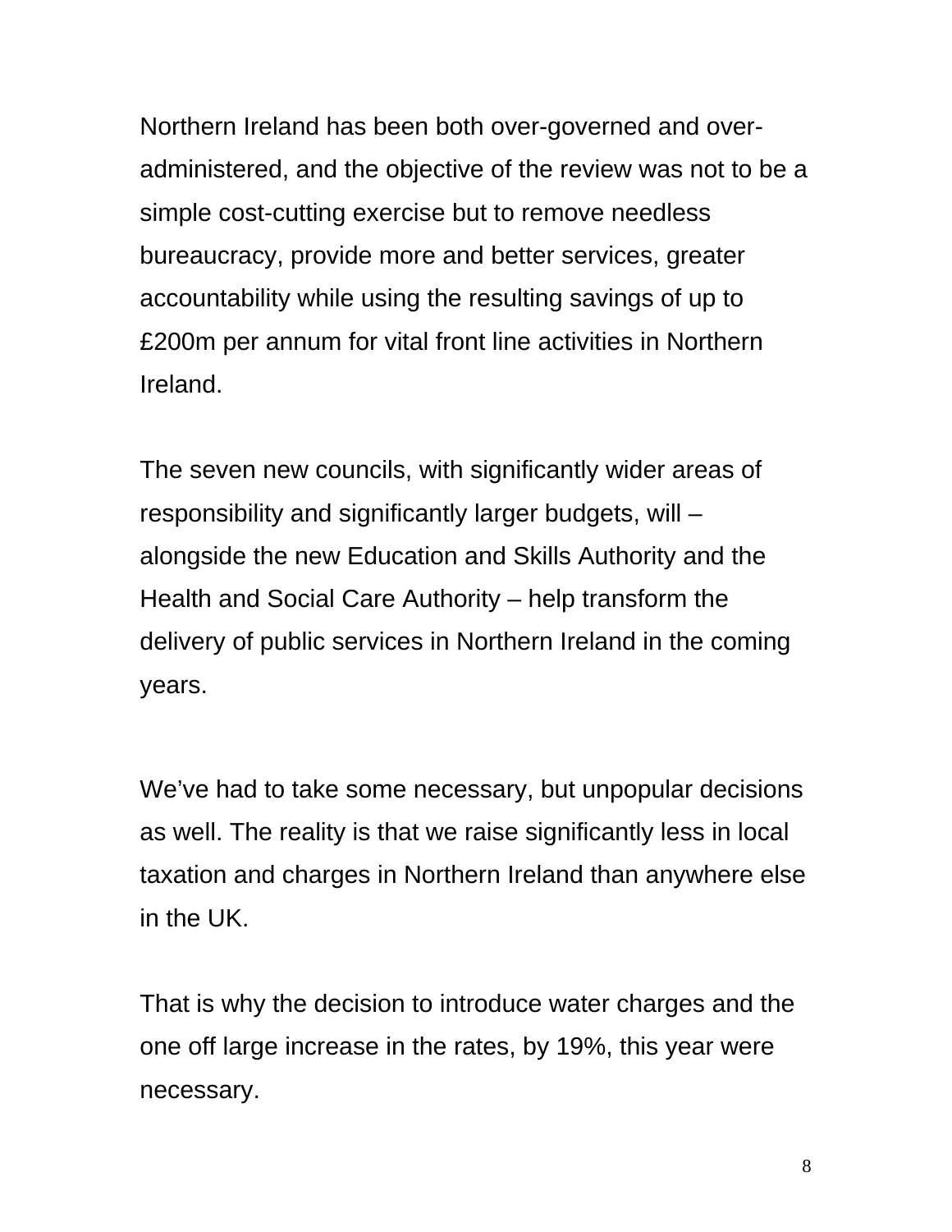Northern Ireland has been both over-governed and over-administered, and the objective of the review was not to be a simple cost-cutting exercise but to remove needless bureaucracy, provide more and better services, greater accountability while using the resulting savings of up to £200m per annum for vital front line activities in Northern Ireland.

The seven new councils, with significantly wider areas of responsibility and significantly larger budgets, will – alongside the new Education and Skills Authority and the Health and Social Care Authority – help transform the delivery of public services in Northern Ireland in the coming years.

We've had to take some necessary, but unpopular decisions as well. The reality is that we raise significantly less in local taxation and charges in Northern Ireland than anywhere else in the UK.

That is why the decision to introduce water charges and the one off large increase in the rates, by 19%, this year were necessary.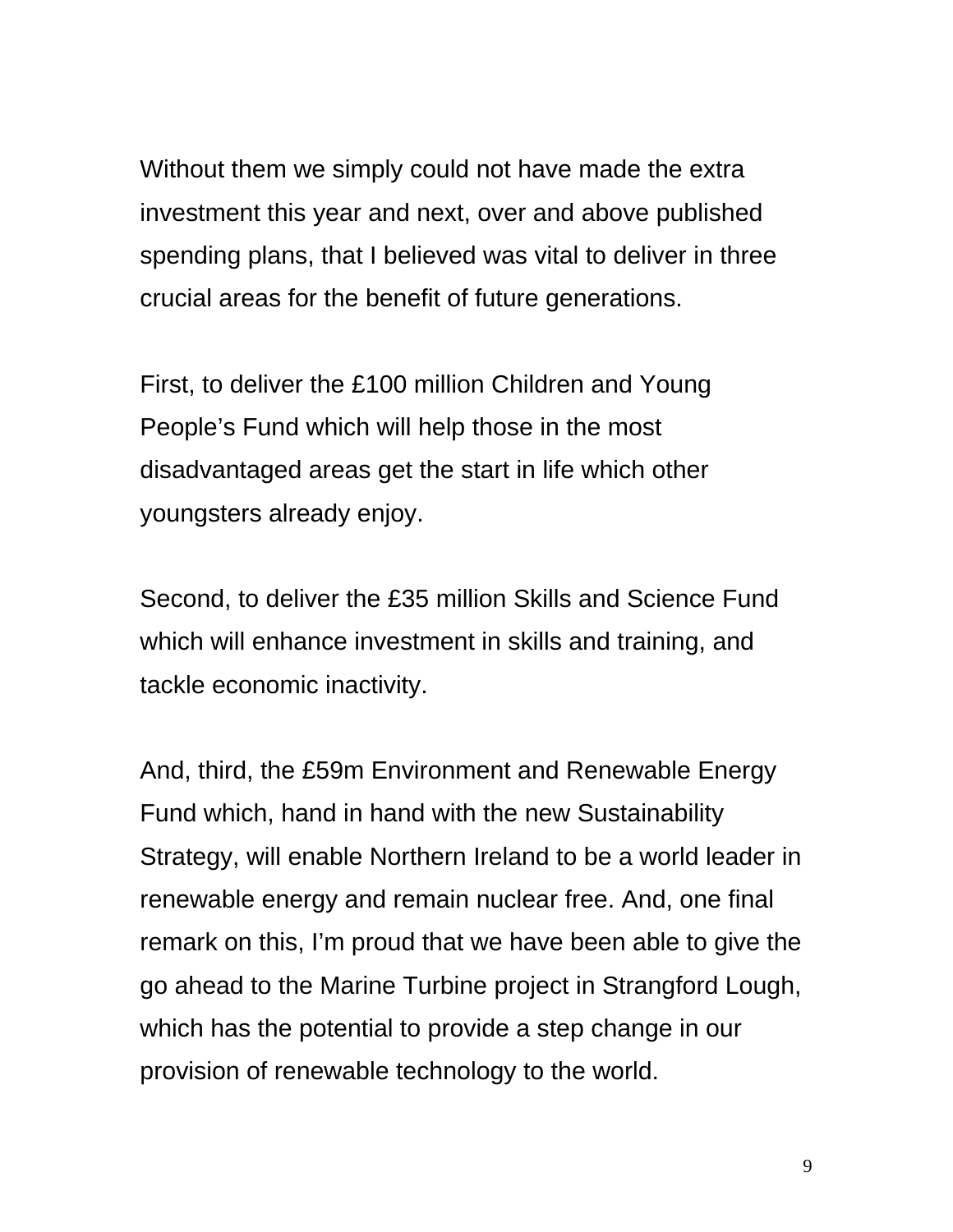Without them we simply could not have made the extra investment this year and next, over and above published spending plans, that I believed was vital to deliver in three crucial areas for the benefit of future generations.

First, to deliver the £100 million Children and Young People's Fund which will help those in the most disadvantaged areas get the start in life which other youngsters already enjoy.

Second, to deliver the £35 million Skills and Science Fund which will enhance investment in skills and training, and tackle economic inactivity.

And, third, the £59m Environment and Renewable Energy Fund which, hand in hand with the new Sustainability Strategy, will enable Northern Ireland to be a world leader in renewable energy and remain nuclear free. And, one final remark on this, I'm proud that we have been able to give the go ahead to the Marine Turbine project in Strangford Lough, which has the potential to provide a step change in our provision of renewable technology to the world.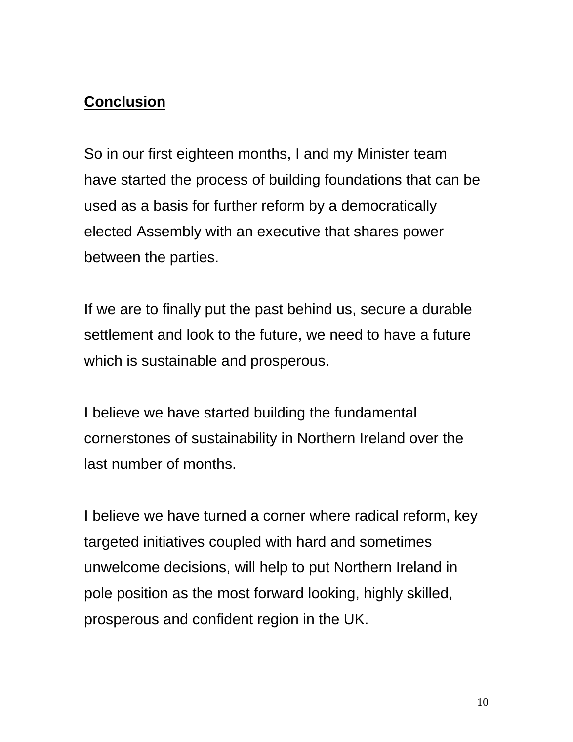**Conclusion**

So in our first eighteen months, I and my Minister team have started the process of building foundations that can be used as a basis for further reform by a democratically elected Assembly with an executive that shares power between the parties.

If we are to finally put the past behind us, secure a durable settlement and look to the future, we need to have a future which is sustainable and prosperous.

I believe we have started building the fundamental cornerstones of sustainability in Northern Ireland over the last number of months.

I believe we have turned a corner where radical reform, key targeted initiatives coupled with hard and sometimes unwelcome decisions, will help to put Northern Ireland in pole position as the most forward looking, highly skilled, prosperous and confident region in the UK.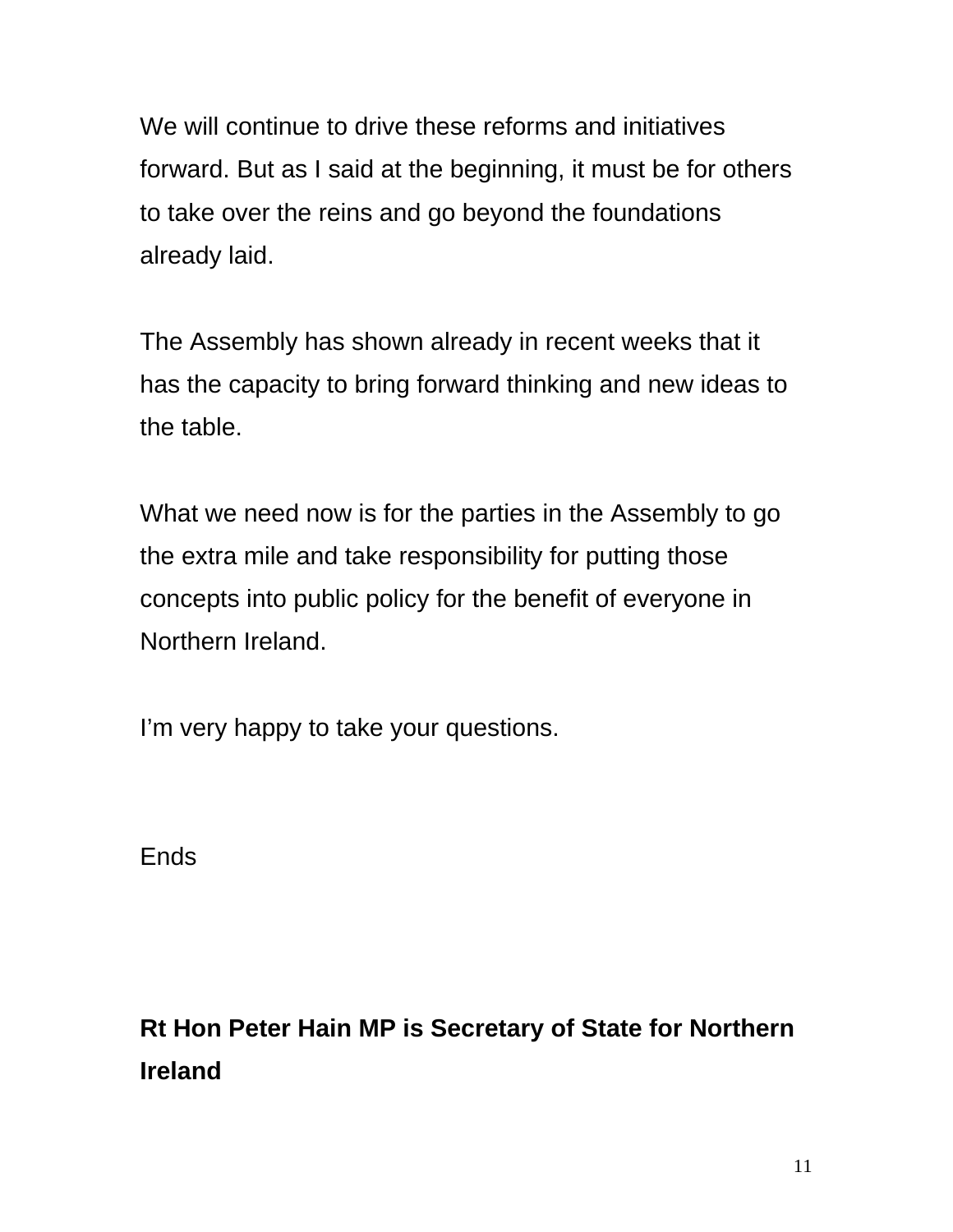We will continue to drive these reforms and initiatives forward. But as I said at the beginning, it must be for others to take over the reins and go beyond the foundations already laid.

The Assembly has shown already in recent weeks that it has the capacity to bring forward thinking and new ideas to the table.

What we need now is for the parties in the Assembly to go the extra mile and take responsibility for putting those concepts into public policy for the benefit of everyone in Northern Ireland.

I'm very happy to take your questions.

Ends

**Rt Hon Peter Hain MP is Secretary of State for Northern Ireland**